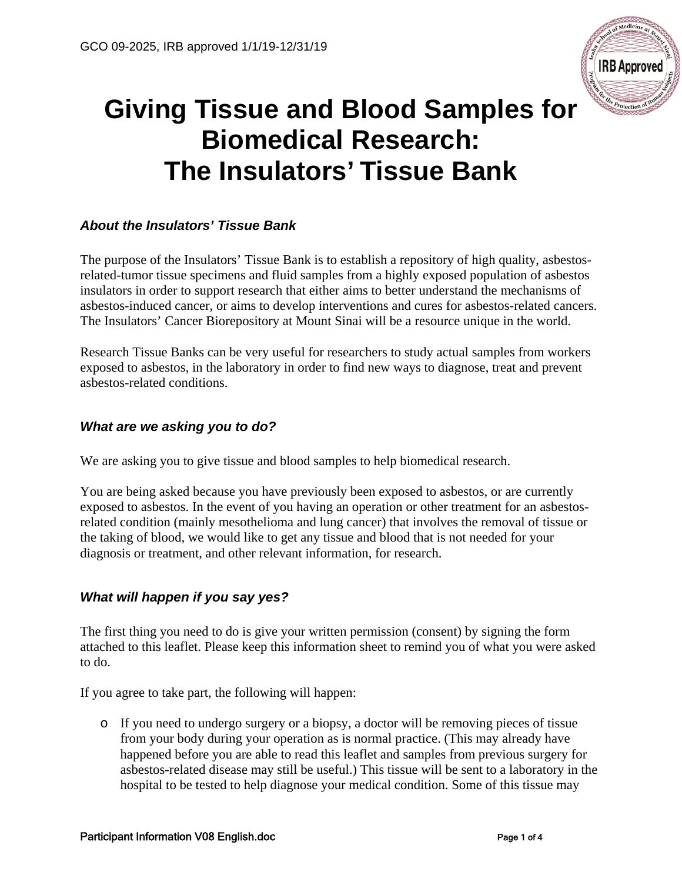GCO 09-2025, IRB approved 1/1/19-12/31/19

# Giving Tissue and Blood Samples for Biomedical Research: The Insulators' Tissue Bank

### *About the Insulators' Tissue Bank*

The purpose of the Insulators' Tissue Bank is to establish a repository of high quality, asbestos-related-tumor tissue specimens and fluid samples from a highly exposed population of asbestos insulators in order to support research that either aims to better understand the mechanisms of asbestos-induced cancer, or aims to develop interventions and cures for asbestos-related cancers. The Insulators' Cancer Biorepository at Mount Sinai will be a resource unique in the world.

Research Tissue Banks can be very useful for researchers to study actual samples from workers exposed to asbestos, in the laboratory in order to find new ways to diagnose, treat and prevent asbestos-related conditions.

### *What are we asking you to do?*

We are asking you to give tissue and blood samples to help biomedical research.

You are being asked because you have previously been exposed to asbestos, or are currently exposed to asbestos. In the event of you having an operation or other treatment for an asbestos-related condition (mainly mesothelioma and lung cancer) that involves the removal of tissue or the taking of blood, we would like to get any tissue and blood that is not needed for your diagnosis or treatment, and other relevant information, for research.

### *What will happen if you say yes?*

The first thing you need to do is give your written permission (consent) by signing the form attached to this leaflet. Please keep this information sheet to remind you of what you were asked to do.

If you agree to take part, the following will happen:

- If you need to undergo surgery or a biopsy, a doctor will be removing pieces of tissue from your body during your operation as is normal practice. (This may already have happened before you are able to read this leaflet and samples from previous surgery for asbestos-related disease may still be useful.) This tissue will be sent to a laboratory in the hospital to be tested to help diagnose your medical condition. Some of this tissue may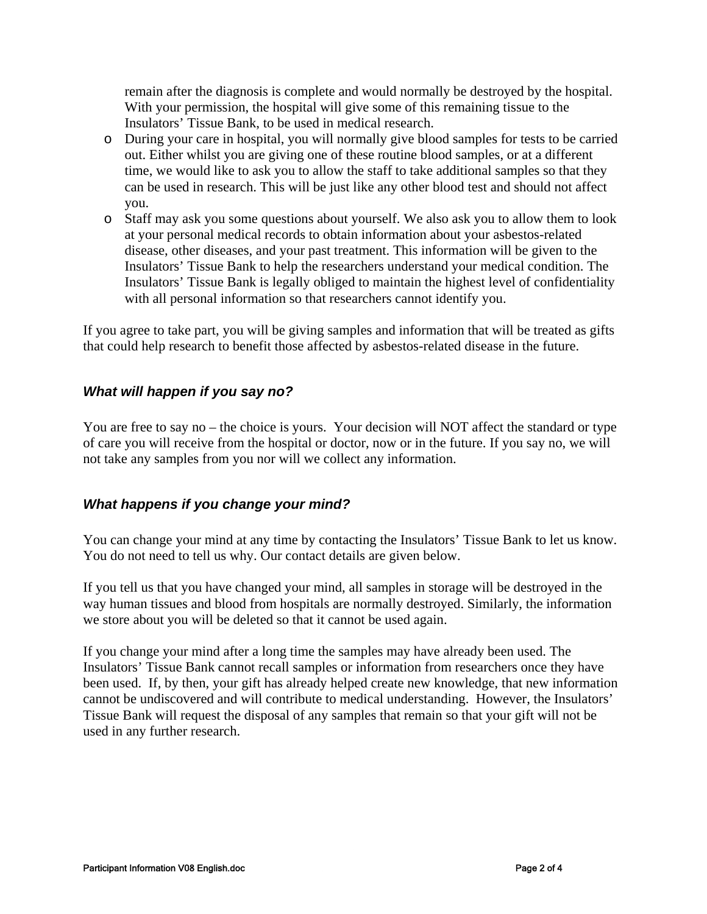remain after the diagnosis is complete and would normally be destroyed by the hospital. With your permission, the hospital will give some of this remaining tissue to the Insulators' Tissue Bank, to be used in medical research.

- During your care in hospital, you will normally give blood samples for tests to be carried out. Either whilst you are giving one of these routine blood samples, or at a different time, we would like to ask you to allow the staff to take additional samples so that they can be used in research. This will be just like any other blood test and should not affect you.
- Staff may ask you some questions about yourself. We also ask you to allow them to look at your personal medical records to obtain information about your asbestos-related disease, other diseases, and your past treatment. This information will be given to the Insulators' Tissue Bank to help the researchers understand your medical condition. The Insulators' Tissue Bank is legally obliged to maintain the highest level of confidentiality with all personal information so that researchers cannot identify you.

If you agree to take part, you will be giving samples and information that will be treated as gifts that could help research to benefit those affected by asbestos-related disease in the future.

### *What will happen if you say no?*

You are free to say no – the choice is yours. Your decision will NOT affect the standard or type of care you will receive from the hospital or doctor, now or in the future. If you say no, we will not take any samples from you nor will we collect any information.

### *What happens if you change your mind?*

You can change your mind at any time by contacting the Insulators' Tissue Bank to let us know. You do not need to tell us why. Our contact details are given below.

If you tell us that you have changed your mind, all samples in storage will be destroyed in the way human tissues and blood from hospitals are normally destroyed. Similarly, the information we store about you will be deleted so that it cannot be used again.

If you change your mind after a long time the samples may have already been used. The Insulators' Tissue Bank cannot recall samples or information from researchers once they have been used. If, by then, your gift has already helped create new knowledge, that new information cannot be undiscovered and will contribute to medical understanding. However, the Insulators' Tissue Bank will request the disposal of any samples that remain so that your gift will not be used in any further research.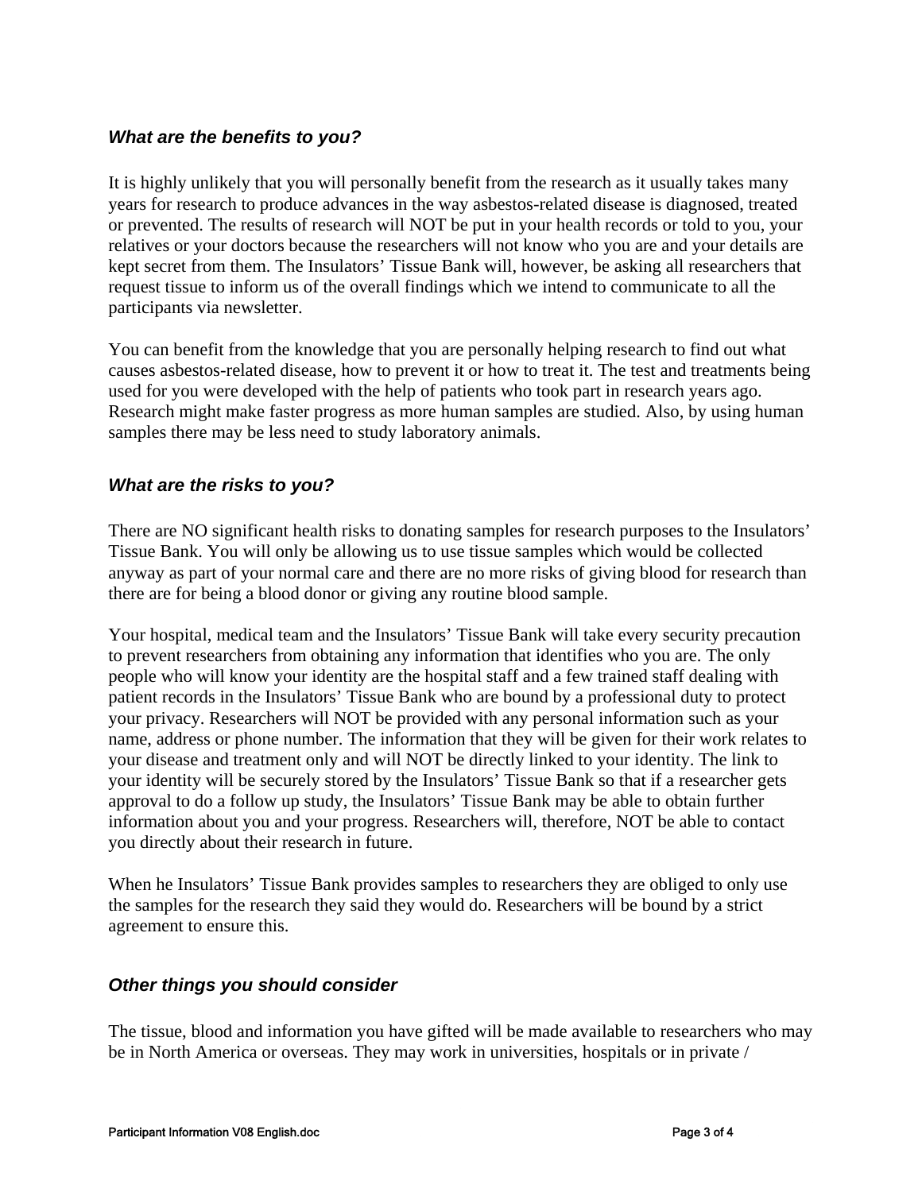### *What are the benefits to you?*

It is highly unlikely that you will personally benefit from the research as it usually takes many years for research to produce advances in the way asbestos-related disease is diagnosed, treated or prevented. The results of research will NOT be put in your health records or told to you, your relatives or your doctors because the researchers will not know who you are and your details are kept secret from them. The Insulators' Tissue Bank will, however, be asking all researchers that request tissue to inform us of the overall findings which we intend to communicate to all the participants via newsletter.

You can benefit from the knowledge that you are personally helping research to find out what causes asbestos-related disease, how to prevent it or how to treat it. The test and treatments being used for you were developed with the help of patients who took part in research years ago. Research might make faster progress as more human samples are studied. Also, by using human samples there may be less need to study laboratory animals.

### *What are the risks to you?*

There are NO significant health risks to donating samples for research purposes to the Insulators' Tissue Bank. You will only be allowing us to use tissue samples which would be collected anyway as part of your normal care and there are no more risks of giving blood for research than there are for being a blood donor or giving any routine blood sample.

Your hospital, medical team and the Insulators' Tissue Bank will take every security precaution to prevent researchers from obtaining any information that identifies who you are. The only people who will know your identity are the hospital staff and a few trained staff dealing with patient records in the Insulators' Tissue Bank who are bound by a professional duty to protect your privacy. Researchers will NOT be provided with any personal information such as your name, address or phone number. The information that they will be given for their work relates to your disease and treatment only and will NOT be directly linked to your identity. The link to your identity will be securely stored by the Insulators' Tissue Bank so that if a researcher gets approval to do a follow up study, the Insulators' Tissue Bank may be able to obtain further information about you and your progress. Researchers will, therefore, NOT be able to contact you directly about their research in future.

When he Insulators' Tissue Bank provides samples to researchers they are obliged to only use the samples for the research they said they would do. Researchers will be bound by a strict agreement to ensure this.

### *Other things you should consider*

The tissue, blood and information you have gifted will be made available to researchers who may be in North America or overseas. They may work in universities, hospitals or in private /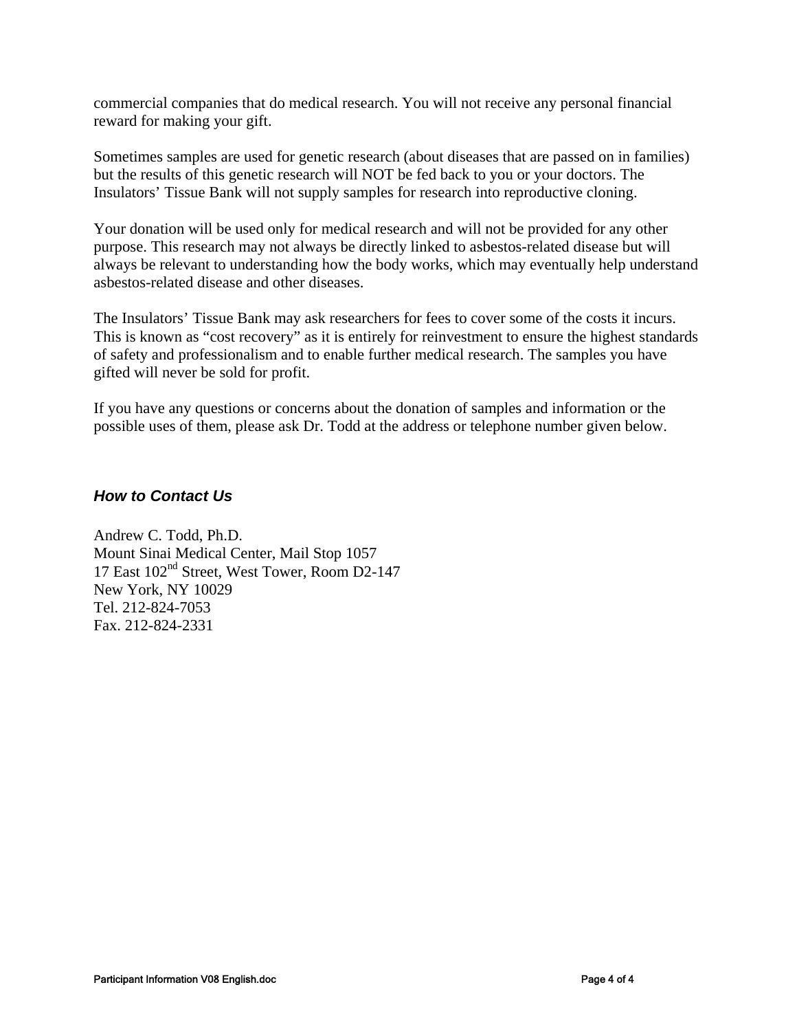commercial companies that do medical research. You will not receive any personal financial reward for making your gift.

Sometimes samples are used for genetic research (about diseases that are passed on in families) but the results of this genetic research will NOT be fed back to you or your doctors. The Insulators' Tissue Bank will not supply samples for research into reproductive cloning.

Your donation will be used only for medical research and will not be provided for any other purpose. This research may not always be directly linked to asbestos-related disease but will always be relevant to understanding how the body works, which may eventually help understand asbestos-related disease and other diseases.

The Insulators' Tissue Bank may ask researchers for fees to cover some of the costs it incurs. This is known as "cost recovery" as it is entirely for reinvestment to ensure the highest standards of safety and professionalism and to enable further medical research. The samples you have gifted will never be sold for profit.

If you have any questions or concerns about the donation of samples and information or the possible uses of them, please ask Dr. Todd at the address or telephone number given below.

### *How to Contact Us*

Andrew C. Todd, Ph.D.
Mount Sinai Medical Center, Mail Stop 1057
17 East 102nd Street, West Tower, Room D2-147
New York, NY 10029
Tel. 212-824-7053
Fax. 212-824-2331